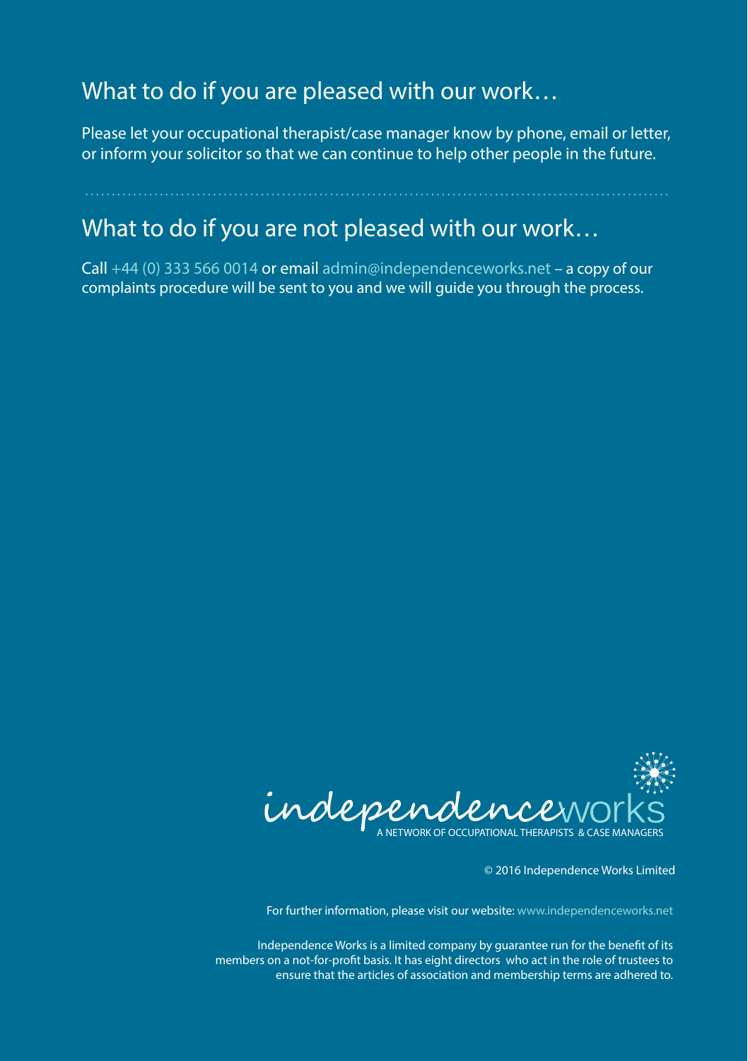## What to do if you are pleased with our work…

Please let your occupational therapist/case manager know by phone, email or letter, or inform your solicitor so that we can continue to help other people in the future.

## What to do if you are not pleased with our work…

Call +44 (0) 333 566 0014 or email admin@independenceworks.net – a copy of our complaints procedure will be sent to you and we will guide you through the process.

independenceworks
A NETWORK OF OCCUPATIONAL THERAPISTS & CASE MANAGERS

© 2016 Independence Works Limited

For further information, please visit our website: www.independenceworks.net

Independence Works is a limited company by guarantee run for the benefit of its members on a not-for-profit basis. It has eight directors who act in the role of trustees to ensure that the articles of association and membership terms are adhered to.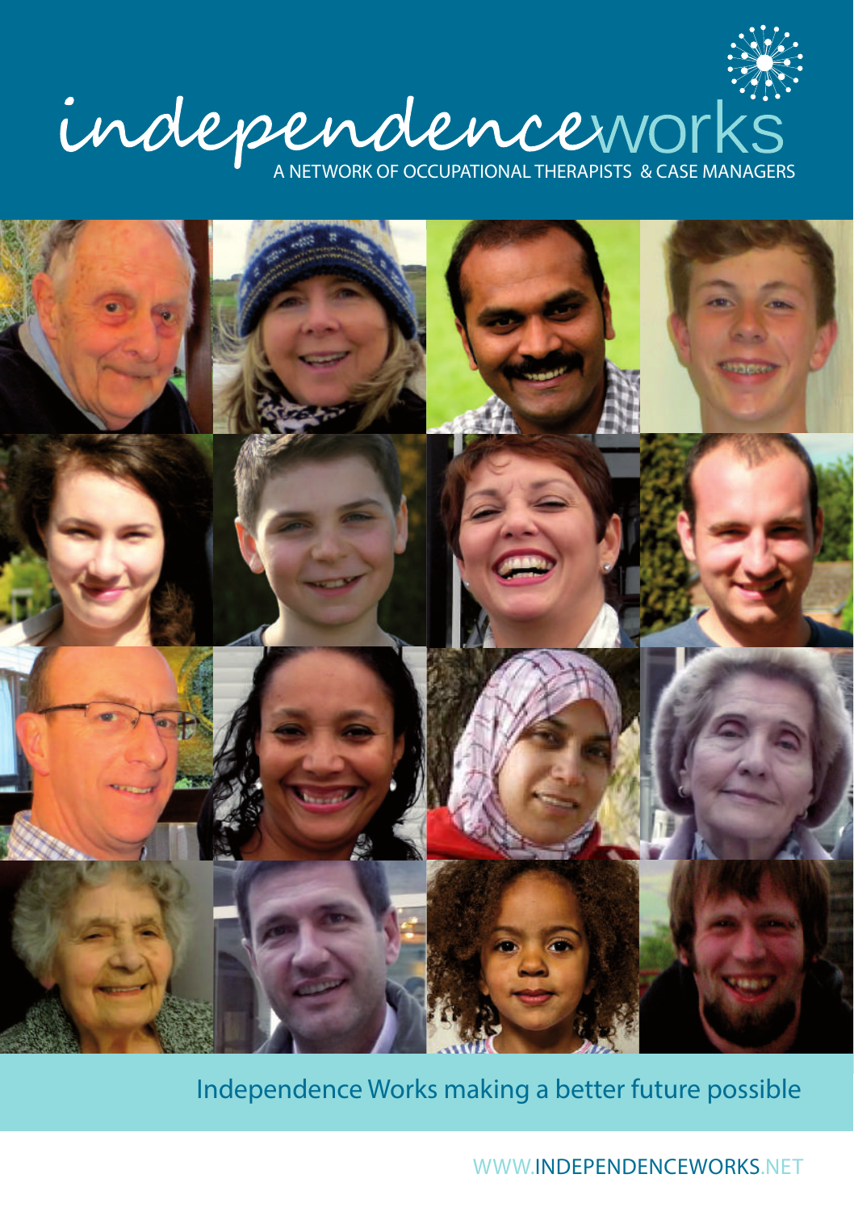# independenceworks

A NETWORK OF OCCUPATIONAL THERAPISTS & CASE MANAGERS

Independence Works making a better future possible

WWW.INDEPENDENCEWORKS.NET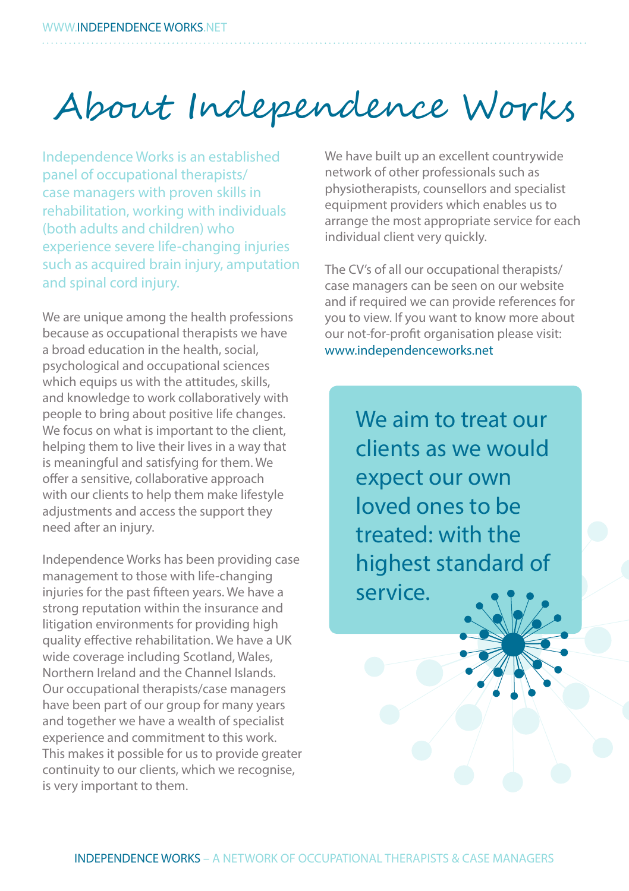# About Independence Works

Independence Works is an established panel of occupational therapists/ case managers with proven skills in rehabilitation, working with individuals (both adults and children) who experience severe life-changing injuries such as acquired brain injury, amputation and spinal cord injury.

We are unique among the health professions because as occupational therapists we have a broad education in the health, social, psychological and occupational sciences which equips us with the attitudes, skills, and knowledge to work collaboratively with people to bring about positive life changes. We focus on what is important to the client, helping them to live their lives in a way that is meaningful and satisfying for them. We offer a sensitive, collaborative approach with our clients to help them make lifestyle adjustments and access the support they need after an injury.

Independence Works has been providing case management to those with life-changing injuries for the past fifteen years. We have a strong reputation within the insurance and litigation environments for providing high quality effective rehabilitation. We have a UK wide coverage including Scotland, Wales, Northern Ireland and the Channel Islands. Our occupational therapists/case managers have been part of our group for many years and together we have a wealth of specialist experience and commitment to this work. This makes it possible for us to provide greater continuity to our clients, which we recognise, is very important to them.

We have built up an excellent countrywide network of other professionals such as physiotherapists, counsellors and specialist equipment providers which enables us to arrange the most appropriate service for each individual client very quickly.

The CV's of all our occupational therapists/ case managers can be seen on our website and if required we can provide references for you to view. If you want to know more about our not-for-profit organisation please visit: www.independenceworks.net

We aim to treat our clients as we would expect our own loved ones to be treated: with the highest standard of service.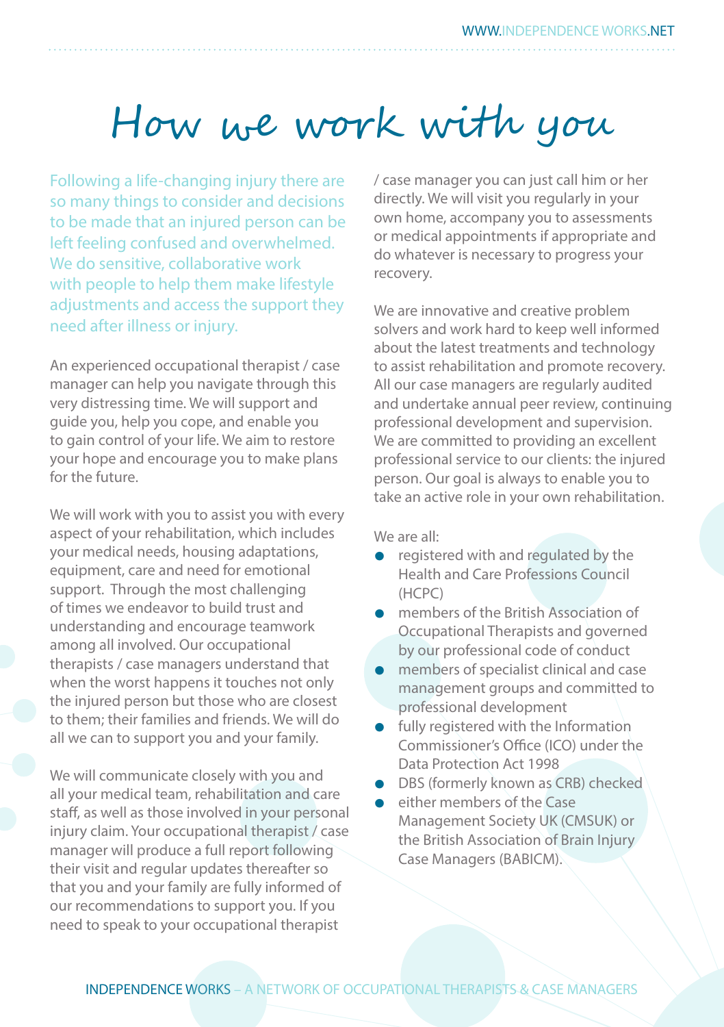# How we work with you

Following a life-changing injury there are so many things to consider and decisions to be made that an injured person can be left feeling confused and overwhelmed. We do sensitive, collaborative work with people to help them make lifestyle adjustments and access the support they need after illness or injury.

An experienced occupational therapist / case manager can help you navigate through this very distressing time. We will support and guide you, help you cope, and enable you to gain control of your life. We aim to restore your hope and encourage you to make plans for the future.

We will work with you to assist you with every aspect of your rehabilitation, which includes your medical needs, housing adaptations, equipment, care and need for emotional support. Through the most challenging of times we endeavor to build trust and understanding and encourage teamwork among all involved. Our occupational therapists / case managers understand that when the worst happens it touches not only the injured person but those who are closest to them; their families and friends. We will do all we can to support you and your family.

We will communicate closely with you and all your medical team, rehabilitation and care staff, as well as those involved in your personal injury claim. Your occupational therapist / case manager will produce a full report following their visit and regular updates thereafter so that you and your family are fully informed of our recommendations to support you. If you need to speak to your occupational therapist / case manager you can just call him or her directly. We will visit you regularly in your own home, accompany you to assessments or medical appointments if appropriate and do whatever is necessary to progress your recovery.

We are innovative and creative problem solvers and work hard to keep well informed about the latest treatments and technology to assist rehabilitation and promote recovery. All our case managers are regularly audited and undertake annual peer review, continuing professional development and supervision. We are committed to providing an excellent professional service to our clients: the injured person. Our goal is always to enable you to take an active role in your own rehabilitation.

We are all:

- registered with and regulated by the Health and Care Professions Council (HCPC)
- members of the British Association of Occupational Therapists and governed by our professional code of conduct
- members of specialist clinical and case management groups and committed to professional development
- fully registered with the Information Commissioner's Office (ICO) under the Data Protection Act 1998
- DBS (formerly known as CRB) checked
- either members of the Case Management Society UK (CMSUK) or the British Association of Brain Injury Case Managers (BABICM).